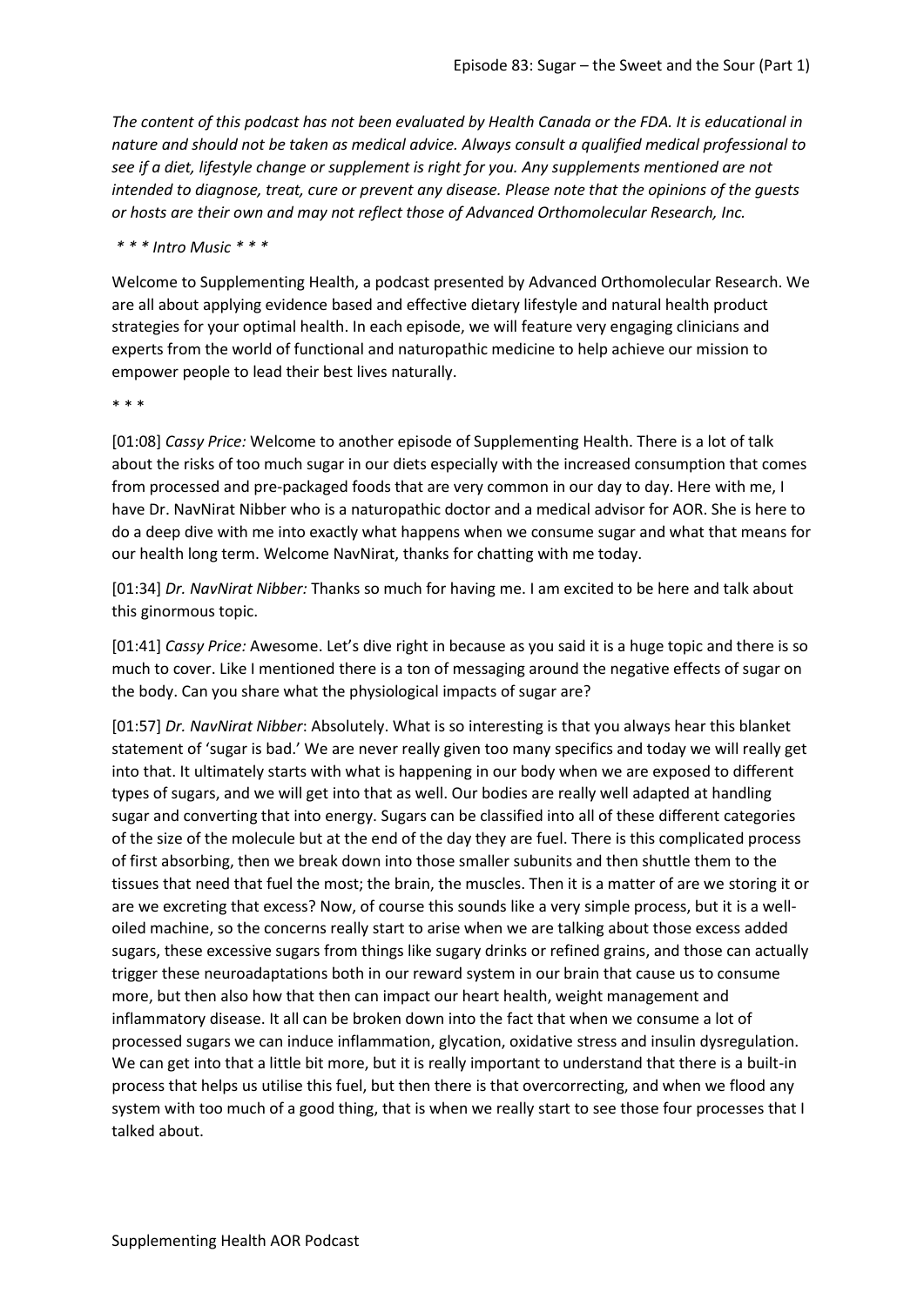*The content of this podcast has not been evaluated by Health Canada or the FDA. It is educational in nature and should not be taken as medical advice. Always consult a qualified medical professional to see if a diet, lifestyle change or supplement is right for you. Any supplements mentioned are not intended to diagnose, treat, cure or prevent any disease. Please note that the opinions of the guests or hosts are their own and may not reflect those of Advanced Orthomolecular Research, Inc.*

*\* \* \* Intro Music \* \* \**

Welcome to Supplementing Health, a podcast presented by Advanced Orthomolecular Research. We are all about applying evidence based and effective dietary lifestyle and natural health product strategies for your optimal health. In each episode, we will feature very engaging clinicians and experts from the world of functional and naturopathic medicine to help achieve our mission to empower people to lead their best lives naturally.

\* \* \*

[01:08] *Cassy Price:* Welcome to another episode of Supplementing Health. There is a lot of talk about the risks of too much sugar in our diets especially with the increased consumption that comes from processed and pre-packaged foods that are very common in our day to day. Here with me, I have Dr. NavNirat Nibber who is a naturopathic doctor and a medical advisor for AOR. She is here to do a deep dive with me into exactly what happens when we consume sugar and what that means for our health long term. Welcome NavNirat, thanks for chatting with me today.

[01:34] *Dr. NavNirat Nibber:* Thanks so much for having me. I am excited to be here and talk about this ginormous topic.

[01:41] *Cassy Price:* Awesome. Let's dive right in because as you said it is a huge topic and there is so much to cover. Like I mentioned there is a ton of messaging around the negative effects of sugar on the body. Can you share what the physiological impacts of sugar are?

[01:57] *Dr. NavNirat Nibber*: Absolutely. What is so interesting is that you always hear this blanket statement of 'sugar is bad.' We are never really given too many specifics and today we will really get into that. It ultimately starts with what is happening in our body when we are exposed to different types of sugars, and we will get into that as well. Our bodies are really well adapted at handling sugar and converting that into energy. Sugars can be classified into all of these different categories of the size of the molecule but at the end of the day they are fuel. There is this complicated process of first absorbing, then we break down into those smaller subunits and then shuttle them to the tissues that need that fuel the most; the brain, the muscles. Then it is a matter of are we storing it or are we excreting that excess? Now, of course this sounds like a very simple process, but it is a well-oiled machine, so the concerns really start to arise when we are talking about those excess added sugars, these excessive sugars from things like sugary drinks or refined grains, and those can actually trigger these neuroadaptations both in our reward system in our brain that cause us to consume more, but then also how that then can impact our heart health, weight management and inflammatory disease. It all can be broken down into the fact that when we consume a lot of processed sugars we can induce inflammation, glycation, oxidative stress and insulin dysregulation. We can get into that a little bit more, but it is really important to understand that there is a built-in process that helps us utilise this fuel, but then there is that overcorrecting, and when we flood any system with too much of a good thing, that is when we really start to see those four processes that I talked about.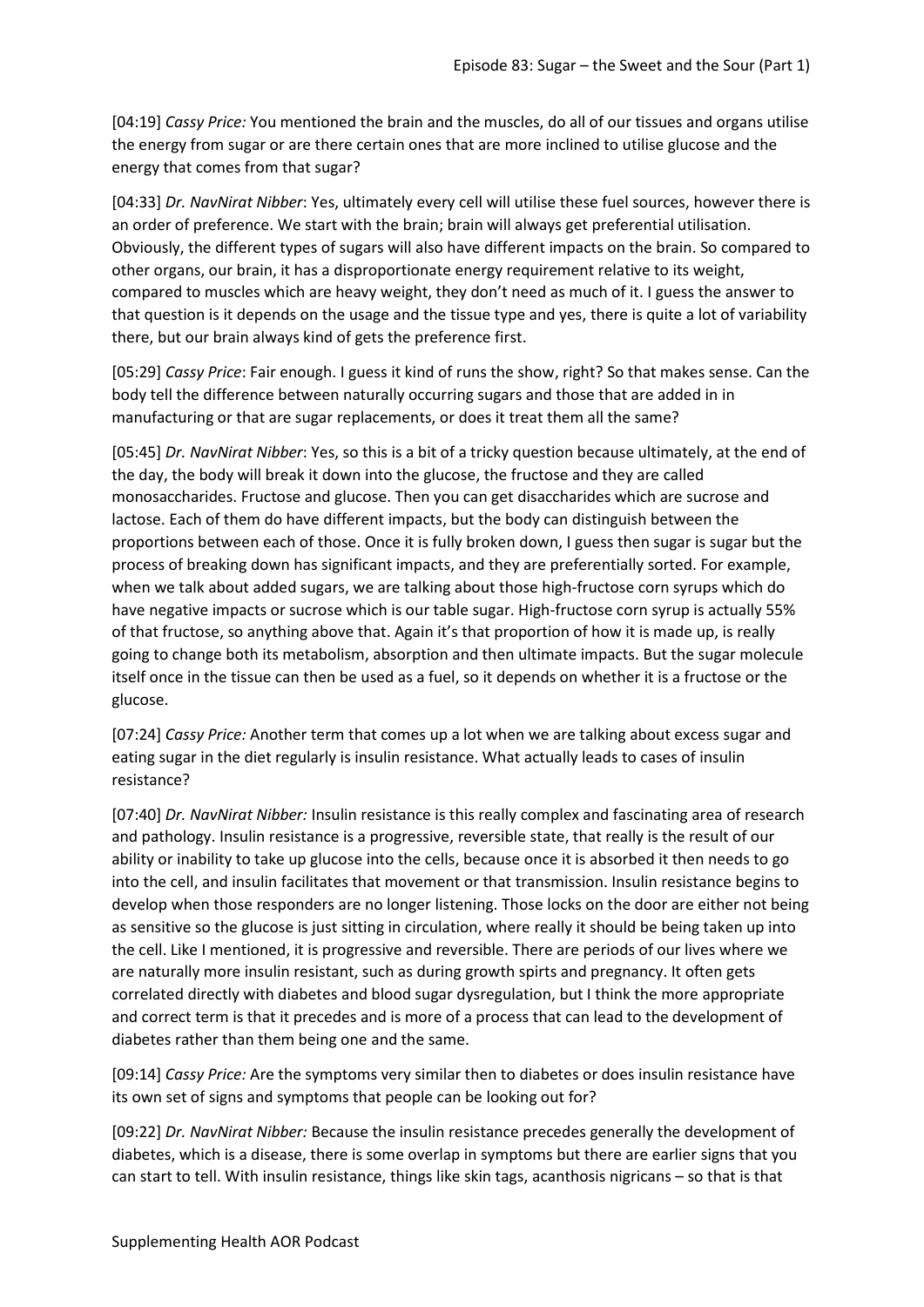[04:19] *Cassy Price:* You mentioned the brain and the muscles, do all of our tissues and organs utilise the energy from sugar or are there certain ones that are more inclined to utilise glucose and the energy that comes from that sugar?

[04:33] *Dr. NavNirat Nibber*: Yes, ultimately every cell will utilise these fuel sources, however there is an order of preference. We start with the brain; brain will always get preferential utilisation. Obviously, the different types of sugars will also have different impacts on the brain. So compared to other organs, our brain, it has a disproportionate energy requirement relative to its weight, compared to muscles which are heavy weight, they don't need as much of it. I guess the answer to that question is it depends on the usage and the tissue type and yes, there is quite a lot of variability there, but our brain always kind of gets the preference first.

[05:29] *Cassy Price*: Fair enough. I guess it kind of runs the show, right? So that makes sense. Can the body tell the difference between naturally occurring sugars and those that are added in in manufacturing or that are sugar replacements, or does it treat them all the same?

[05:45] *Dr. NavNirat Nibber*: Yes, so this is a bit of a tricky question because ultimately, at the end of the day, the body will break it down into the glucose, the fructose and they are called monosaccharides. Fructose and glucose. Then you can get disaccharides which are sucrose and lactose. Each of them do have different impacts, but the body can distinguish between the proportions between each of those. Once it is fully broken down, I guess then sugar is sugar but the process of breaking down has significant impacts, and they are preferentially sorted. For example, when we talk about added sugars, we are talking about those high-fructose corn syrups which do have negative impacts or sucrose which is our table sugar. High-fructose corn syrup is actually 55% of that fructose, so anything above that. Again it's that proportion of how it is made up, is really going to change both its metabolism, absorption and then ultimate impacts. But the sugar molecule itself once in the tissue can then be used as a fuel, so it depends on whether it is a fructose or the glucose.

[07:24] *Cassy Price:* Another term that comes up a lot when we are talking about excess sugar and eating sugar in the diet regularly is insulin resistance. What actually leads to cases of insulin resistance?

[07:40] *Dr. NavNirat Nibber:* Insulin resistance is this really complex and fascinating area of research and pathology. Insulin resistance is a progressive, reversible state, that really is the result of our ability or inability to take up glucose into the cells, because once it is absorbed it then needs to go into the cell, and insulin facilitates that movement or that transmission. Insulin resistance begins to develop when those responders are no longer listening. Those locks on the door are either not being as sensitive so the glucose is just sitting in circulation, where really it should be being taken up into the cell. Like I mentioned, it is progressive and reversible. There are periods of our lives where we are naturally more insulin resistant, such as during growth spirts and pregnancy. It often gets correlated directly with diabetes and blood sugar dysregulation, but I think the more appropriate and correct term is that it precedes and is more of a process that can lead to the development of diabetes rather than them being one and the same.

[09:14] *Cassy Price:* Are the symptoms very similar then to diabetes or does insulin resistance have its own set of signs and symptoms that people can be looking out for?

[09:22] *Dr. NavNirat Nibber:* Because the insulin resistance precedes generally the development of diabetes, which is a disease, there is some overlap in symptoms but there are earlier signs that you can start to tell. With insulin resistance, things like skin tags, acanthosis nigricans – so that is that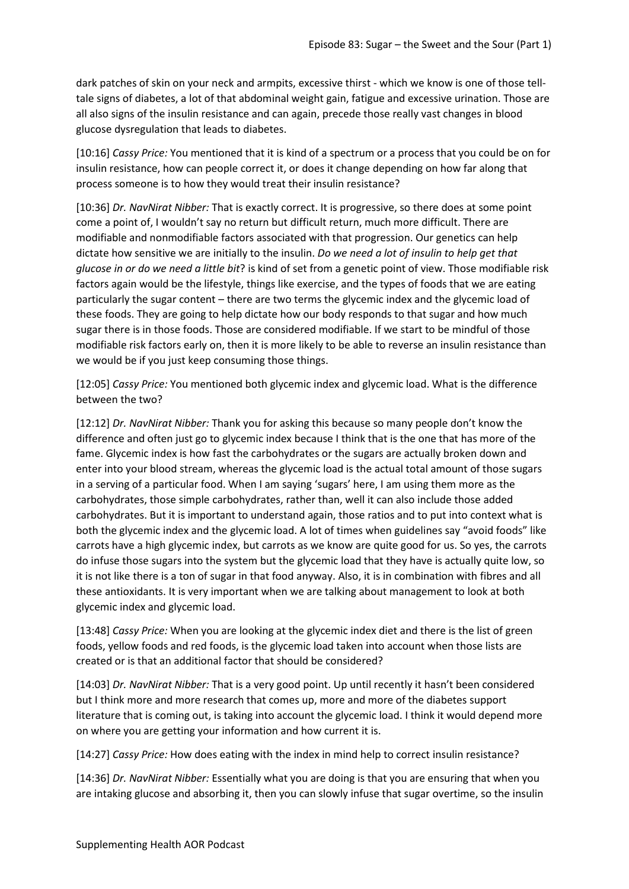dark patches of skin on your neck and armpits, excessive thirst - which we know is one of those tell-tale signs of diabetes, a lot of that abdominal weight gain, fatigue and excessive urination. Those are all also signs of the insulin resistance and can again, precede those really vast changes in blood glucose dysregulation that leads to diabetes.

[10:16] *Cassy Price:* You mentioned that it is kind of a spectrum or a process that you could be on for insulin resistance, how can people correct it, or does it change depending on how far along that process someone is to how they would treat their insulin resistance?

[10:36] *Dr. NavNirat Nibber:* That is exactly correct. It is progressive, so there does at some point come a point of, I wouldn't say no return but difficult return, much more difficult. There are modifiable and nonmodifiable factors associated with that progression. Our genetics can help dictate how sensitive we are initially to the insulin. *Do we need a lot of insulin to help get that glucose in or do we need a little bit*? is kind of set from a genetic point of view. Those modifiable risk factors again would be the lifestyle, things like exercise, and the types of foods that we are eating particularly the sugar content – there are two terms the glycemic index and the glycemic load of these foods. They are going to help dictate how our body responds to that sugar and how much sugar there is in those foods. Those are considered modifiable. If we start to be mindful of those modifiable risk factors early on, then it is more likely to be able to reverse an insulin resistance than we would be if you just keep consuming those things.

[12:05] *Cassy Price:* You mentioned both glycemic index and glycemic load. What is the difference between the two?

[12:12] *Dr. NavNirat Nibber:* Thank you for asking this because so many people don't know the difference and often just go to glycemic index because I think that is the one that has more of the fame. Glycemic index is how fast the carbohydrates or the sugars are actually broken down and enter into your blood stream, whereas the glycemic load is the actual total amount of those sugars in a serving of a particular food. When I am saying 'sugars' here, I am using them more as the carbohydrates, those simple carbohydrates, rather than, well it can also include those added carbohydrates. But it is important to understand again, those ratios and to put into context what is both the glycemic index and the glycemic load. A lot of times when guidelines say "avoid foods" like carrots have a high glycemic index, but carrots as we know are quite good for us. So yes, the carrots do infuse those sugars into the system but the glycemic load that they have is actually quite low, so it is not like there is a ton of sugar in that food anyway. Also, it is in combination with fibres and all these antioxidants. It is very important when we are talking about management to look at both glycemic index and glycemic load.

[13:48] *Cassy Price:* When you are looking at the glycemic index diet and there is the list of green foods, yellow foods and red foods, is the glycemic load taken into account when those lists are created or is that an additional factor that should be considered?

[14:03] *Dr. NavNirat Nibber:* That is a very good point. Up until recently it hasn't been considered but I think more and more research that comes up, more and more of the diabetes support literature that is coming out, is taking into account the glycemic load. I think it would depend more on where you are getting your information and how current it is.

[14:27] *Cassy Price:* How does eating with the index in mind help to correct insulin resistance?

[14:36] *Dr. NavNirat Nibber:* Essentially what you are doing is that you are ensuring that when you are intaking glucose and absorbing it, then you can slowly infuse that sugar overtime, so the insulin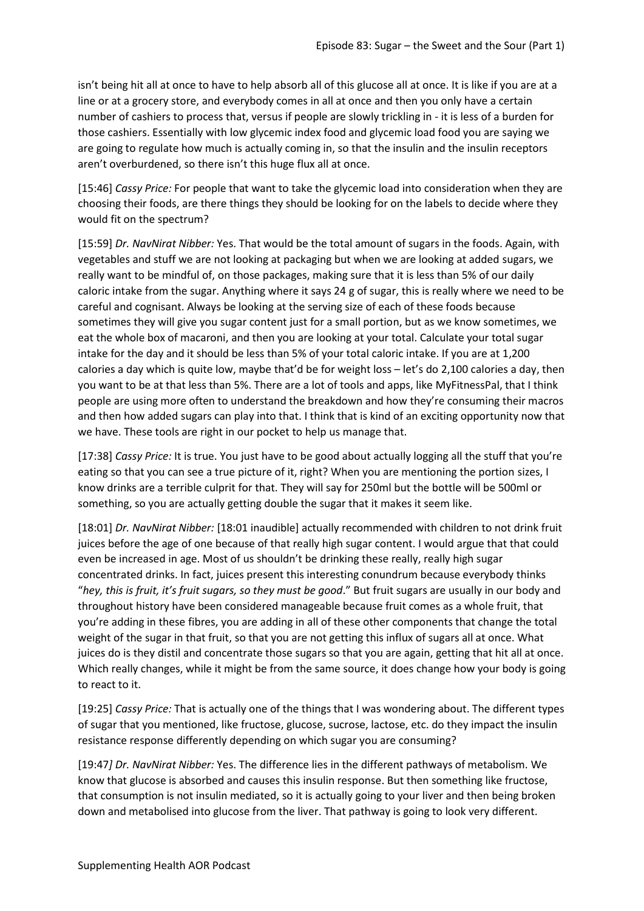isn't being hit all at once to have to help absorb all of this glucose all at once. It is like if you are at a line or at a grocery store, and everybody comes in all at once and then you only have a certain number of cashiers to process that, versus if people are slowly trickling in - it is less of a burden for those cashiers. Essentially with low glycemic index food and glycemic load food you are saying we are going to regulate how much is actually coming in, so that the insulin and the insulin receptors aren't overburdened, so there isn't this huge flux all at once.

[15:46] *Cassy Price:* For people that want to take the glycemic load into consideration when they are choosing their foods, are there things they should be looking for on the labels to decide where they would fit on the spectrum?

[15:59] *Dr. NavNirat Nibber:* Yes. That would be the total amount of sugars in the foods. Again, with vegetables and stuff we are not looking at packaging but when we are looking at added sugars, we really want to be mindful of, on those packages, making sure that it is less than 5% of our daily caloric intake from the sugar. Anything where it says 24 g of sugar, this is really where we need to be careful and cognisant. Always be looking at the serving size of each of these foods because sometimes they will give you sugar content just for a small portion, but as we know sometimes, we eat the whole box of macaroni, and then you are looking at your total. Calculate your total sugar intake for the day and it should be less than 5% of your total caloric intake. If you are at 1,200 calories a day which is quite low, maybe that'd be for weight loss – let's do 2,100 calories a day, then you want to be at that less than 5%. There are a lot of tools and apps, like MyFitnessPal, that I think people are using more often to understand the breakdown and how they're consuming their macros and then how added sugars can play into that. I think that is kind of an exciting opportunity now that we have. These tools are right in our pocket to help us manage that.

[17:38] *Cassy Price:* It is true. You just have to be good about actually logging all the stuff that you're eating so that you can see a true picture of it, right? When you are mentioning the portion sizes, I know drinks are a terrible culprit for that. They will say for 250ml but the bottle will be 500ml or something, so you are actually getting double the sugar that it makes it seem like.

[18:01] *Dr. NavNirat Nibber:* [18:01 inaudible] actually recommended with children to not drink fruit juices before the age of one because of that really high sugar content. I would argue that that could even be increased in age. Most of us shouldn't be drinking these really, really high sugar concentrated drinks. In fact, juices present this interesting conundrum because everybody thinks "*hey, this is fruit, it's fruit sugars, so they must be good*." But fruit sugars are usually in our body and throughout history have been considered manageable because fruit comes as a whole fruit, that you're adding in these fibres, you are adding in all of these other components that change the total weight of the sugar in that fruit, so that you are not getting this influx of sugars all at once. What juices do is they distil and concentrate those sugars so that you are again, getting that hit all at once. Which really changes, while it might be from the same source, it does change how your body is going to react to it.

[19:25] *Cassy Price:* That is actually one of the things that I was wondering about. The different types of sugar that you mentioned, like fructose, glucose, sucrose, lactose, etc. do they impact the insulin resistance response differently depending on which sugar you are consuming?

[19:47] *Dr. NavNirat Nibber:* Yes. The difference lies in the different pathways of metabolism. We know that glucose is absorbed and causes this insulin response. But then something like fructose, that consumption is not insulin mediated, so it is actually going to your liver and then being broken down and metabolised into glucose from the liver. That pathway is going to look very different.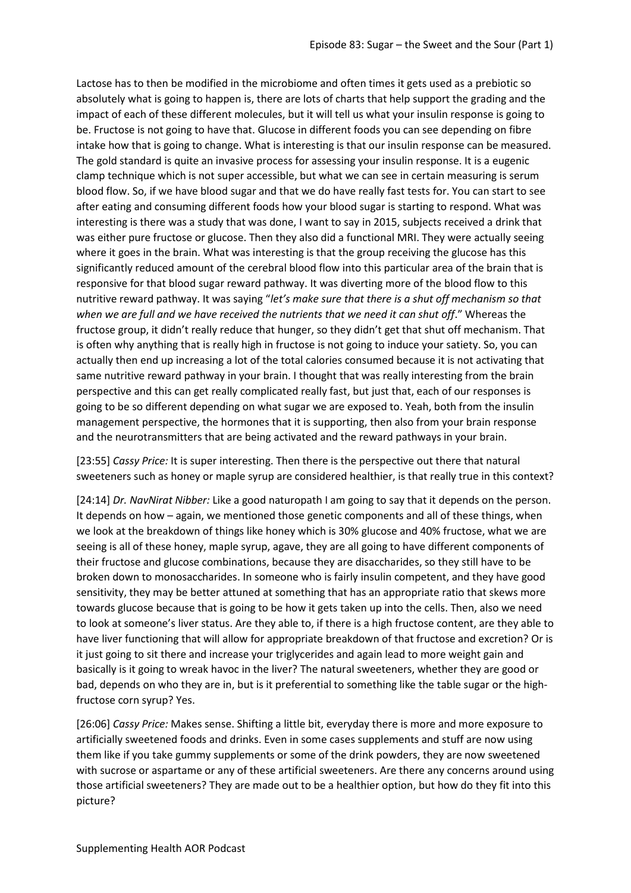Lactose has to then be modified in the microbiome and often times it gets used as a prebiotic so absolutely what is going to happen is, there are lots of charts that help support the grading and the impact of each of these different molecules, but it will tell us what your insulin response is going to be. Fructose is not going to have that. Glucose in different foods you can see depending on fibre intake how that is going to change. What is interesting is that our insulin response can be measured. The gold standard is quite an invasive process for assessing your insulin response. It is a eugenic clamp technique which is not super accessible, but what we can see in certain measuring is serum blood flow. So, if we have blood sugar and that we do have really fast tests for. You can start to see after eating and consuming different foods how your blood sugar is starting to respond. What was interesting is there was a study that was done, I want to say in 2015, subjects received a drink that was either pure fructose or glucose. Then they also did a functional MRI. They were actually seeing where it goes in the brain. What was interesting is that the group receiving the glucose has this significantly reduced amount of the cerebral blood flow into this particular area of the brain that is responsive for that blood sugar reward pathway. It was diverting more of the blood flow to this nutritive reward pathway. It was saying "*let's make sure that there is a shut off mechanism so that when we are full and we have received the nutrients that we need it can shut off*." Whereas the fructose group, it didn't really reduce that hunger, so they didn't get that shut off mechanism. That is often why anything that is really high in fructose is not going to induce your satiety. So, you can actually then end up increasing a lot of the total calories consumed because it is not activating that same nutritive reward pathway in your brain. I thought that was really interesting from the brain perspective and this can get really complicated really fast, but just that, each of our responses is going to be so different depending on what sugar we are exposed to. Yeah, both from the insulin management perspective, the hormones that it is supporting, then also from your brain response and the neurotransmitters that are being activated and the reward pathways in your brain.

[23:55] *Cassy Price:* It is super interesting. Then there is the perspective out there that natural sweeteners such as honey or maple syrup are considered healthier, is that really true in this context?

[24:14] *Dr. NavNirat Nibber:* Like a good naturopath I am going to say that it depends on the person. It depends on how – again, we mentioned those genetic components and all of these things, when we look at the breakdown of things like honey which is 30% glucose and 40% fructose, what we are seeing is all of these honey, maple syrup, agave, they are all going to have different components of their fructose and glucose combinations, because they are disaccharides, so they still have to be broken down to monosaccharides. In someone who is fairly insulin competent, and they have good sensitivity, they may be better attuned at something that has an appropriate ratio that skews more towards glucose because that is going to be how it gets taken up into the cells. Then, also we need to look at someone's liver status. Are they able to, if there is a high fructose content, are they able to have liver functioning that will allow for appropriate breakdown of that fructose and excretion? Or is it just going to sit there and increase your triglycerides and again lead to more weight gain and basically is it going to wreak havoc in the liver? The natural sweeteners, whether they are good or bad, depends on who they are in, but is it preferential to something like the table sugar or the high-fructose corn syrup? Yes.

[26:06] *Cassy Price:* Makes sense. Shifting a little bit, everyday there is more and more exposure to artificially sweetened foods and drinks. Even in some cases supplements and stuff are now using them like if you take gummy supplements or some of the drink powders, they are now sweetened with sucrose or aspartame or any of these artificial sweeteners. Are there any concerns around using those artificial sweeteners? They are made out to be a healthier option, but how do they fit into this picture?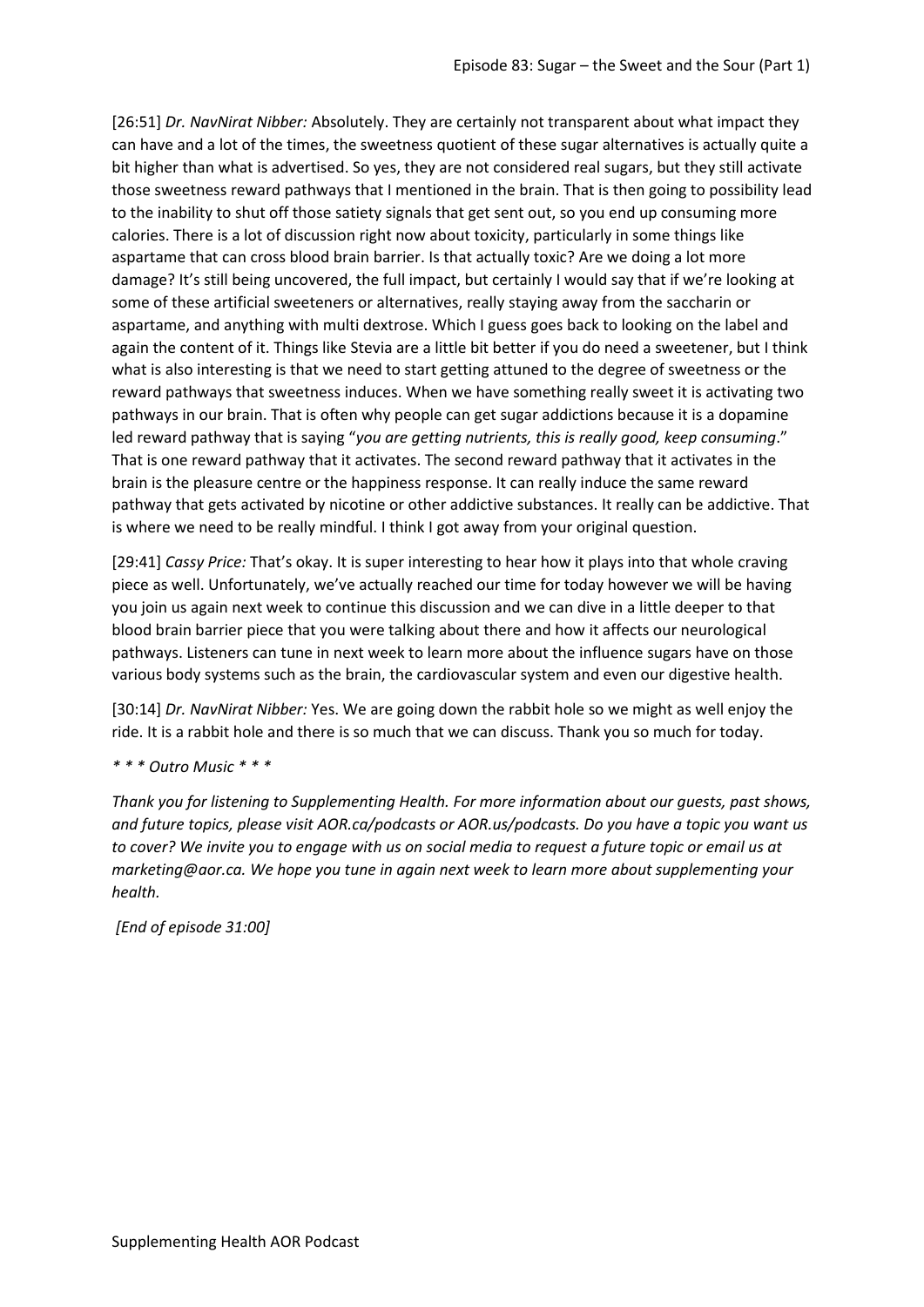[26:51] *Dr. NavNirat Nibber:* Absolutely. They are certainly not transparent about what impact they can have and a lot of the times, the sweetness quotient of these sugar alternatives is actually quite a bit higher than what is advertised. So yes, they are not considered real sugars, but they still activate those sweetness reward pathways that I mentioned in the brain. That is then going to possibility lead to the inability to shut off those satiety signals that get sent out, so you end up consuming more calories. There is a lot of discussion right now about toxicity, particularly in some things like aspartame that can cross blood brain barrier. Is that actually toxic? Are we doing a lot more damage? It's still being uncovered, the full impact, but certainly I would say that if we're looking at some of these artificial sweeteners or alternatives, really staying away from the saccharin or aspartame, and anything with multi dextrose. Which I guess goes back to looking on the label and again the content of it. Things like Stevia are a little bit better if you do need a sweetener, but I think what is also interesting is that we need to start getting attuned to the degree of sweetness or the reward pathways that sweetness induces. When we have something really sweet it is activating two pathways in our brain. That is often why people can get sugar addictions because it is a dopamine led reward pathway that is saying "*you are getting nutrients, this is really good, keep consuming*." That is one reward pathway that it activates. The second reward pathway that it activates in the brain is the pleasure centre or the happiness response. It can really induce the same reward pathway that gets activated by nicotine or other addictive substances. It really can be addictive. That is where we need to be really mindful. I think I got away from your original question.

[29:41] *Cassy Price:* That's okay. It is super interesting to hear how it plays into that whole craving piece as well. Unfortunately, we've actually reached our time for today however we will be having you join us again next week to continue this discussion and we can dive in a little deeper to that blood brain barrier piece that you were talking about there and how it affects our neurological pathways. Listeners can tune in next week to learn more about the influence sugars have on those various body systems such as the brain, the cardiovascular system and even our digestive health.

[30:14] *Dr. NavNirat Nibber:* Yes. We are going down the rabbit hole so we might as well enjoy the ride. It is a rabbit hole and there is so much that we can discuss. Thank you so much for today.

*\* \* \* Outro Music \* \* \**

*Thank you for listening to Supplementing Health. For more information about our guests, past shows, and future topics, please visit AOR.ca/podcasts or AOR.us/podcasts. Do you have a topic you want us to cover? We invite you to engage with us on social media to request a future topic or email us at marketing@aor.ca. We hope you tune in again next week to learn more about supplementing your health.*

*[End of episode 31:00]*